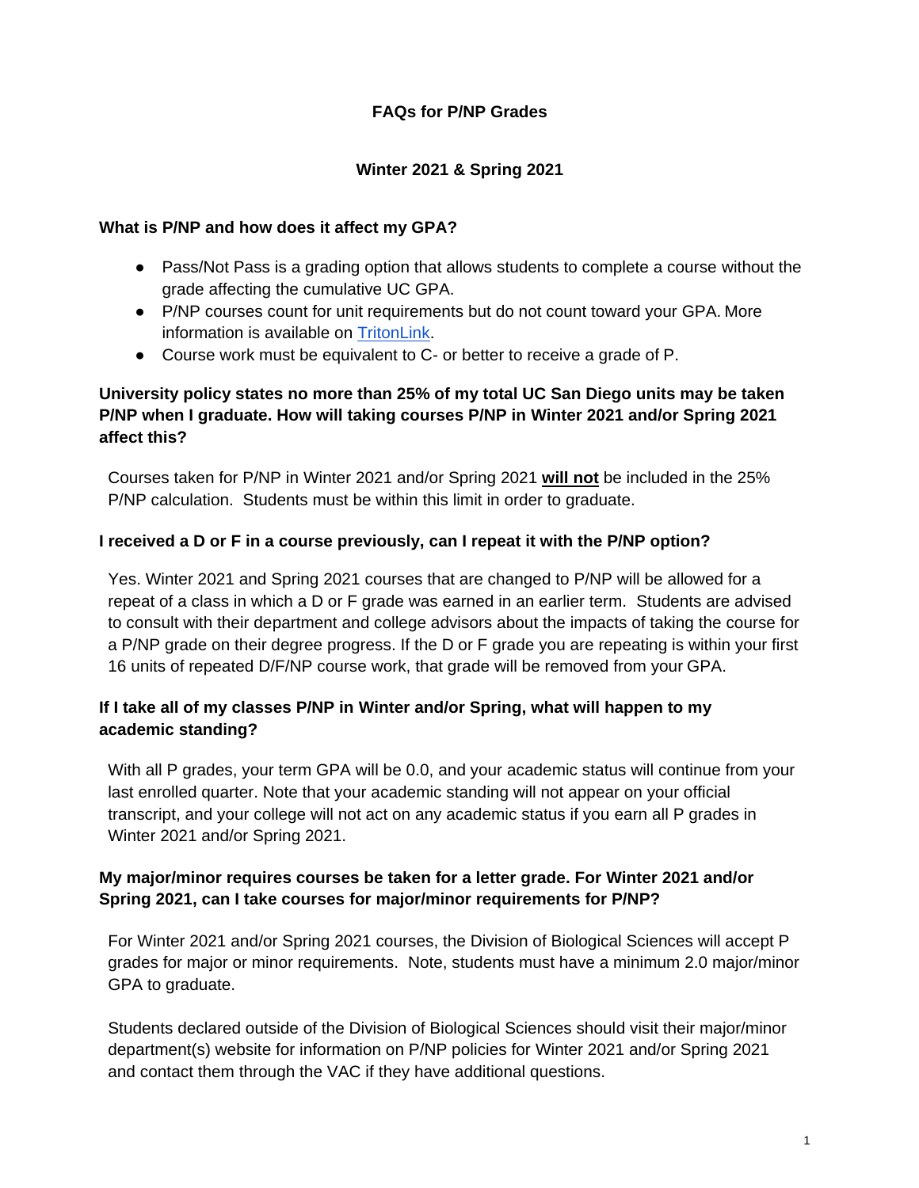# FAQs for P/NP Grades

## Winter 2021 & Spring 2021

### What is P/NP and how does it affect my GPA?

- Pass/Not Pass is a grading option that allows students to complete a course without the grade affecting the cumulative UC GPA.
- P/NP courses count for unit requirements but do not count toward your GPA. More information is available on [TritonLink](TritonLink).
- Course work must be equivalent to C- or better to receive a grade of P.

### University policy states no more than 25% of my total UC San Diego units may be taken P/NP when I graduate. How will taking courses P/NP in Winter 2021 and/or Spring 2021 affect this?

Courses taken for P/NP in Winter 2021 and/or Spring 2021 **will not** be included in the 25% P/NP calculation. Students must be within this limit in order to graduate.

### I received a D or F in a course previously, can I repeat it with the P/NP option?

Yes. Winter 2021 and Spring 2021 courses that are changed to P/NP will be allowed for a repeat of a class in which a D or F grade was earned in an earlier term. Students are advised to consult with their department and college advisors about the impacts of taking the course for a P/NP grade on their degree progress. If the D or F grade you are repeating is within your first 16 units of repeated D/F/NP course work, that grade will be removed from your GPA.

### If I take all of my classes P/NP in Winter and/or Spring, what will happen to my academic standing?

With all P grades, your term GPA will be 0.0, and your academic status will continue from your last enrolled quarter. Note that your academic standing will not appear on your official transcript, and your college will not act on any academic status if you earn all P grades in Winter 2021 and/or Spring 2021.

### My major/minor requires courses be taken for a letter grade. For Winter 2021 and/or Spring 2021, can I take courses for major/minor requirements for P/NP?

For Winter 2021 and/or Spring 2021 courses, the Division of Biological Sciences will accept P grades for major or minor requirements. Note, students must have a minimum 2.0 major/minor GPA to graduate.

Students declared outside of the Division of Biological Sciences should visit their major/minor department(s) website for information on P/NP policies for Winter 2021 and/or Spring 2021 and contact them through the VAC if they have additional questions.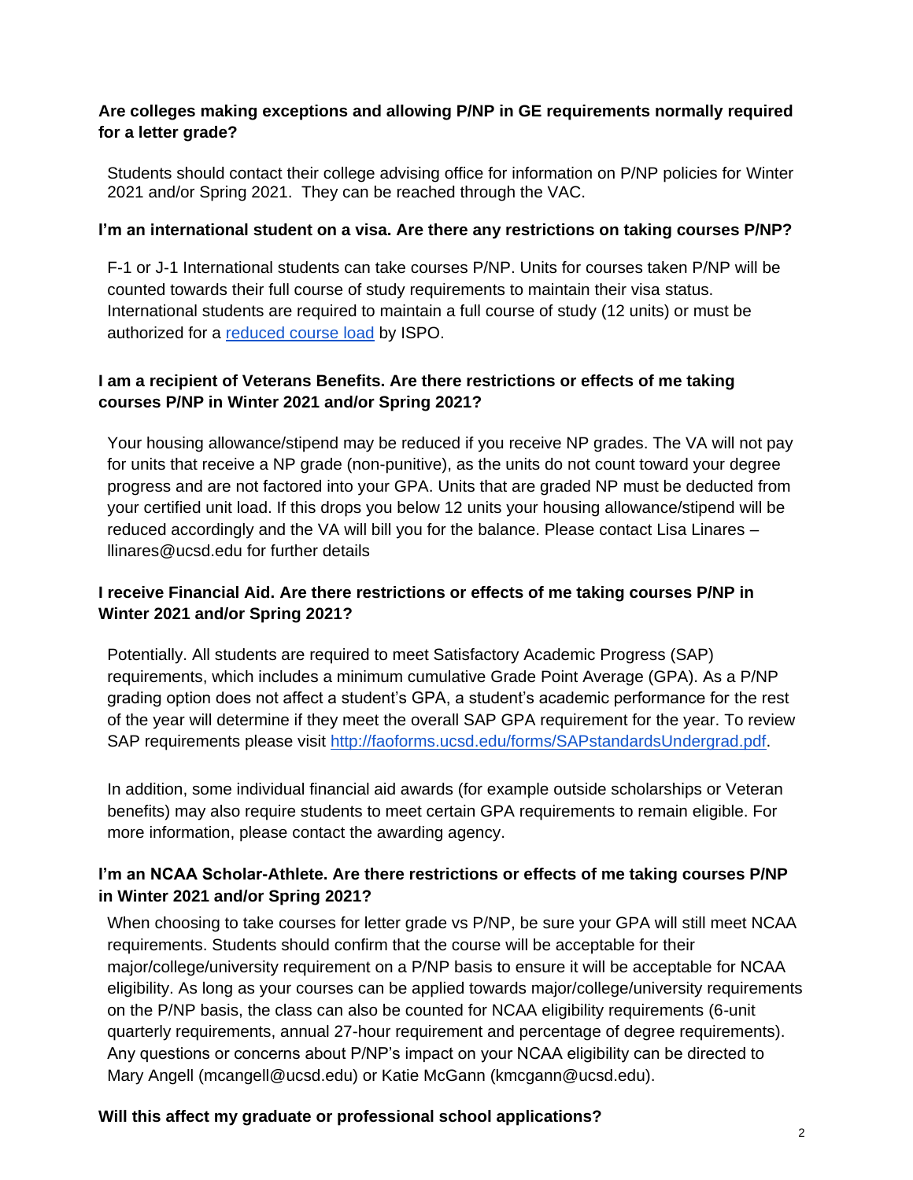**Are colleges making exceptions and allowing P/NP in GE requirements normally required for a letter grade?**

Students should contact their college advising office for information on P/NP policies for Winter 2021 and/or Spring 2021. They can be reached through the VAC.

**I'm an international student on a visa. Are there any restrictions on taking courses P/NP?**

F-1 or J-1 International students can take courses P/NP. Units for courses taken P/NP will be counted towards their full course of study requirements to maintain their visa status. International students are required to maintain a full course of study (12 units) or must be authorized for a [reduced course load](reduced course load) by ISPO.

**I am a recipient of Veterans Benefits. Are there restrictions or effects of me taking courses P/NP in Winter 2021 and/or Spring 2021?**

Your housing allowance/stipend may be reduced if you receive NP grades. The VA will not pay for units that receive a NP grade (non-punitive), as the units do not count toward your degree progress and are not factored into your GPA. Units that are graded NP must be deducted from your certified unit load. If this drops you below 12 units your housing allowance/stipend will be reduced accordingly and the VA will bill you for the balance. Please contact Lisa Linares – llinares@ucsd.edu for further details

**I receive Financial Aid. Are there restrictions or effects of me taking courses P/NP in Winter 2021 and/or Spring 2021?**

Potentially. All students are required to meet Satisfactory Academic Progress (SAP) requirements, which includes a minimum cumulative Grade Point Average (GPA). As a P/NP grading option does not affect a student's GPA, a student's academic performance for the rest of the year will determine if they meet the overall SAP GPA requirement for the year. To review SAP requirements please visit [http://faoforms.ucsd.edu/forms/SAPstandardsUndergrad.pdf](http://faoforms.ucsd.edu/forms/SAPstandardsUndergrad.pdf).

In addition, some individual financial aid awards (for example outside scholarships or Veteran benefits) may also require students to meet certain GPA requirements to remain eligible. For more information, please contact the awarding agency.

**I'm an NCAA Scholar-Athlete. Are there restrictions or effects of me taking courses P/NP in Winter 2021 and/or Spring 2021?**

When choosing to take courses for letter grade vs P/NP, be sure your GPA will still meet NCAA requirements. Students should confirm that the course will be acceptable for their major/college/university requirement on a P/NP basis to ensure it will be acceptable for NCAA eligibility. As long as your courses can be applied towards major/college/university requirements on the P/NP basis, the class can also be counted for NCAA eligibility requirements (6-unit quarterly requirements, annual 27-hour requirement and percentage of degree requirements). Any questions or concerns about P/NP's impact on your NCAA eligibility can be directed to Mary Angell (mcangell@ucsd.edu) or Katie McGann (kmcgann@ucsd.edu).

**Will this affect my graduate or professional school applications?**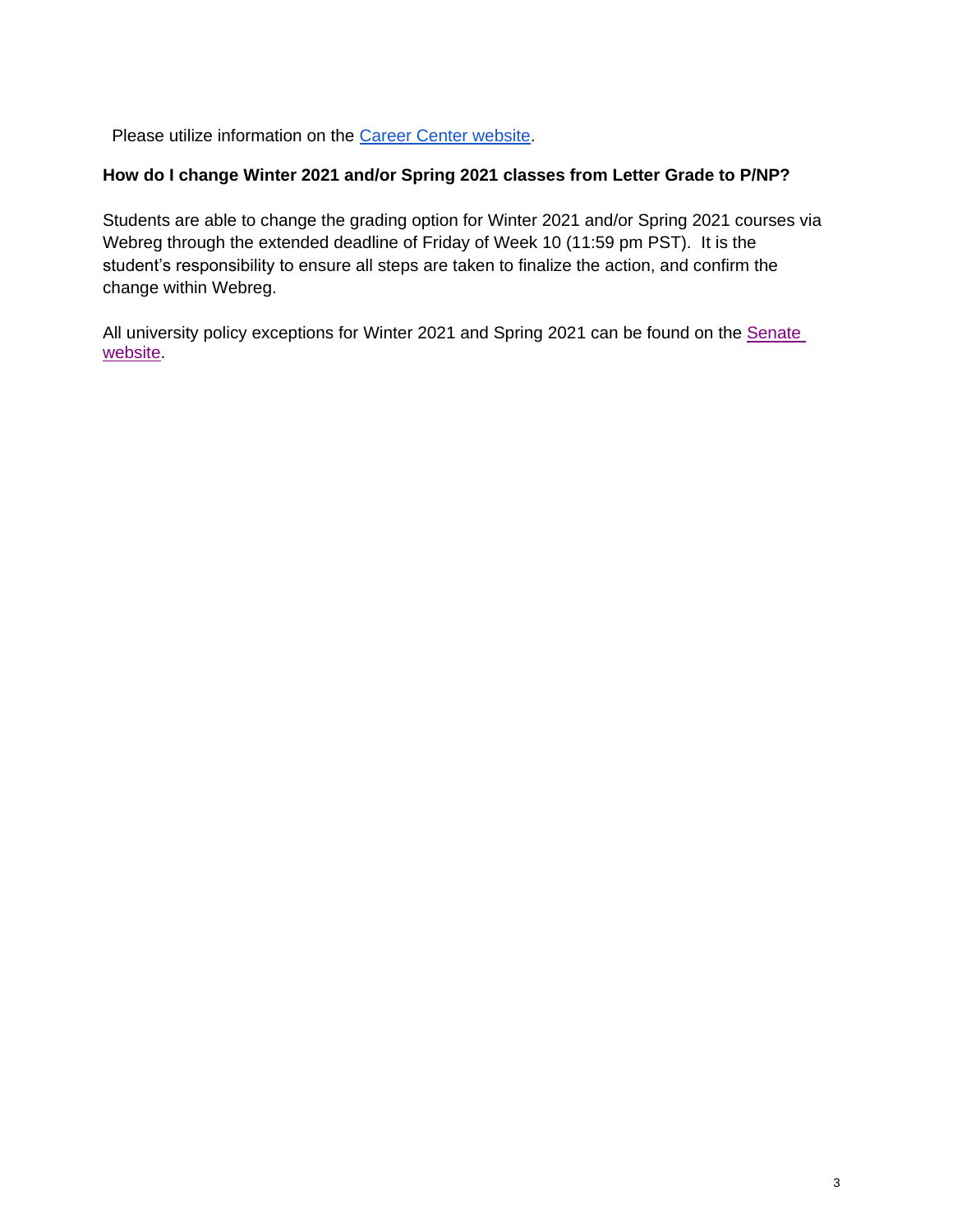Please utilize information on the [Career Center website](#).

**How do I change Winter 2021 and/or Spring 2021 classes from Letter Grade to P/NP?**

Students are able to change the grading option for Winter 2021 and/or Spring 2021 courses via Webreg through the extended deadline of Friday of Week 10 (11:59 pm PST). It is the student's responsibility to ensure all steps are taken to finalize the action, and confirm the change within Webreg.

All university policy exceptions for Winter 2021 and Spring 2021 can be found on the [Senate website](#).